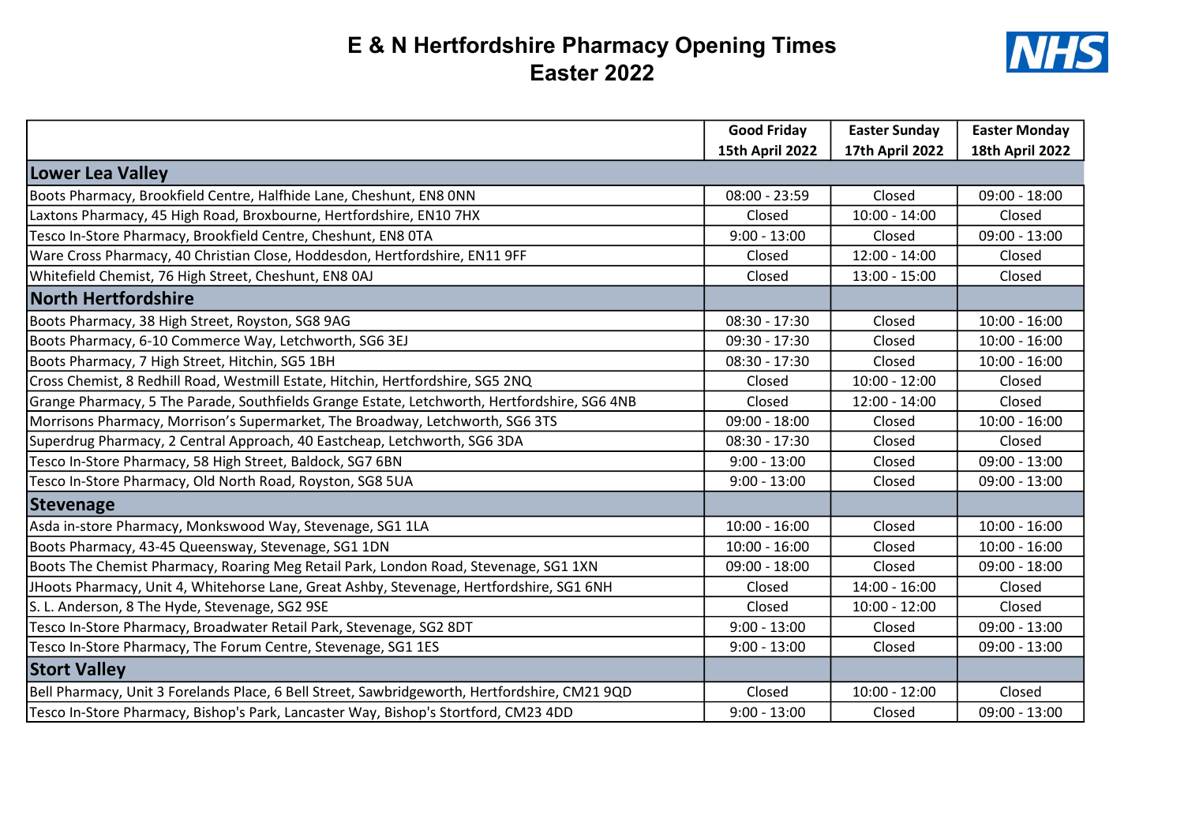# E & N Hertfordshire Pharmacy Opening Times Easter 2022

| | Good Friday 15th April 2022 | Easter Sunday 17th April 2022 | Easter Monday 18th April 2022 |
|---|---|---|---|
| **Lower Lea Valley** | | | |
| Boots Pharmacy, Brookfield Centre, Halfhide Lane, Cheshunt, EN8 0NN | 08:00 - 23:59 | Closed | 09:00 - 18:00 |
| Laxtons Pharmacy, 45 High Road, Broxbourne, Hertfordshire, EN10 7HX | Closed | 10:00 - 14:00 | Closed |
| Tesco In-Store Pharmacy, Brookfield Centre, Cheshunt, EN8 0TA | 9:00 - 13:00 | Closed | 09:00 - 13:00 |
| Ware Cross Pharmacy, 40 Christian Close, Hoddesdon, Hertfordshire, EN11 9FF | Closed | 12:00 - 14:00 | Closed |
| Whitefield Chemist, 76 High Street, Cheshunt, EN8 0AJ | Closed | 13:00 - 15:00 | Closed |
| **North Hertfordshire** | | | |
| Boots Pharmacy, 38 High Street, Royston, SG8 9AG | 08:30 - 17:30 | Closed | 10:00 - 16:00 |
| Boots Pharmacy, 6-10 Commerce Way, Letchworth, SG6 3EJ | 09:30 - 17:30 | Closed | 10:00 - 16:00 |
| Boots Pharmacy, 7 High Street, Hitchin, SG5 1BH | 08:30 - 17:30 | Closed | 10:00 - 16:00 |
| Cross Chemist, 8 Redhill Road, Westmill Estate, Hitchin, Hertfordshire, SG5 2NQ | Closed | 10:00 - 12:00 | Closed |
| Grange Pharmacy, 5 The Parade, Southfields Grange Estate, Letchworth, Hertfordshire, SG6 4NB | Closed | 12:00 - 14:00 | Closed |
| Morrisons Pharmacy, Morrison's Supermarket, The Broadway, Letchworth, SG6 3TS | 09:00 - 18:00 | Closed | 10:00 - 16:00 |
| Superdrug Pharmacy, 2 Central Approach, 40 Eastcheap, Letchworth, SG6 3DA | 08:30 - 17:30 | Closed | Closed |
| Tesco In-Store Pharmacy, 58 High Street, Baldock, SG7 6BN | 9:00 - 13:00 | Closed | 09:00 - 13:00 |
| Tesco In-Store Pharmacy, Old North Road, Royston, SG8 5UA | 9:00 - 13:00 | Closed | 09:00 - 13:00 |
| **Stevenage** | | | |
| Asda in-store Pharmacy, Monkswood Way, Stevenage, SG1 1LA | 10:00 - 16:00 | Closed | 10:00 - 16:00 |
| Boots Pharmacy, 43-45 Queensway, Stevenage, SG1 1DN | 10:00 - 16:00 | Closed | 10:00 - 16:00 |
| Boots The Chemist Pharmacy, Roaring Meg Retail Park, London Road, Stevenage, SG1 1XN | 09:00 - 18:00 | Closed | 09:00 - 18:00 |
| JHoots Pharmacy, Unit 4, Whitehorse Lane, Great Ashby, Stevenage, Hertfordshire, SG1 6NH | Closed | 14:00 - 16:00 | Closed |
| S. L. Anderson, 8 The Hyde, Stevenage, SG2 9SE | Closed | 10:00 - 12:00 | Closed |
| Tesco In-Store Pharmacy, Broadwater Retail Park, Stevenage, SG2 8DT | 9:00 - 13:00 | Closed | 09:00 - 13:00 |
| Tesco In-Store Pharmacy, The Forum Centre, Stevenage, SG1 1ES | 9:00 - 13:00 | Closed | 09:00 - 13:00 |
| **Stort Valley** | | | |
| Bell Pharmacy, Unit 3 Forelands Place, 6 Bell Street, Sawbridgeworth, Hertfordshire, CM21 9QD | Closed | 10:00 - 12:00 | Closed |
| Tesco In-Store Pharmacy, Bishop's Park, Lancaster Way, Bishop's Stortford, CM23 4DD | 9:00 - 13:00 | Closed | 09:00 - 13:00 |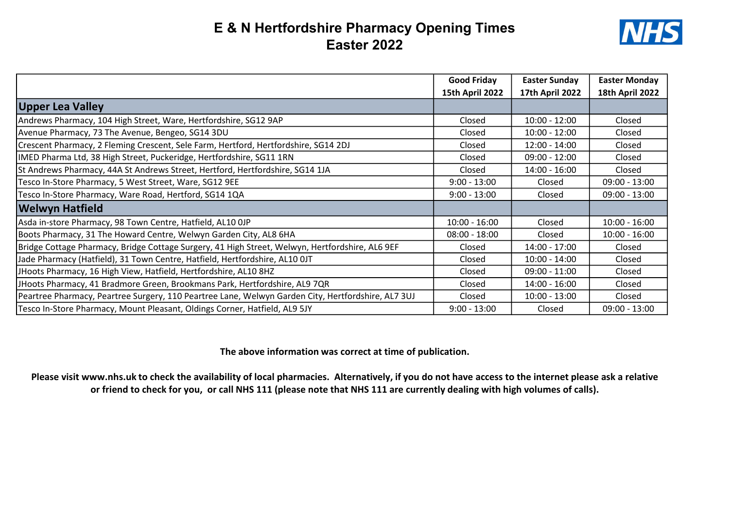# E & N Hertfordshire Pharmacy Opening Times
# Easter 2022

| | Good Friday 15th April 2022 | Easter Sunday 17th April 2022 | Easter Monday 18th April 2022 |
|---|---|---|---|
| **Upper Lea Valley** | | | |
| Andrews Pharmacy, 104 High Street, Ware, Hertfordshire, SG12 9AP | Closed | 10:00 - 12:00 | Closed |
| Avenue Pharmacy, 73 The Avenue, Bengeo, SG14 3DU | Closed | 10:00 - 12:00 | Closed |
| Crescent Pharmacy, 2 Fleming Crescent, Sele Farm, Hertford, Hertfordshire, SG14 2DJ | Closed | 12:00 - 14:00 | Closed |
| IMED Pharma Ltd, 38 High Street, Puckeridge, Hertfordshire, SG11 1RN | Closed | 09:00 - 12:00 | Closed |
| St Andrews Pharmacy, 44A St Andrews Street, Hertford, Hertfordshire, SG14 1JA | Closed | 14:00 - 16:00 | Closed |
| Tesco In-Store Pharmacy, 5 West Street, Ware, SG12 9EE | 9:00 - 13:00 | Closed | 09:00 - 13:00 |
| Tesco In-Store Pharmacy, Ware Road, Hertford, SG14 1QA | 9:00 - 13:00 | Closed | 09:00 - 13:00 |
| **Welwyn Hatfield** | | | |
| Asda in-store Pharmacy, 98 Town Centre, Hatfield, AL10 0JP | 10:00 - 16:00 | Closed | 10:00 - 16:00 |
| Boots Pharmacy, 31 The Howard Centre, Welwyn Garden City, AL8 6HA | 08:00 - 18:00 | Closed | 10:00 - 16:00 |
| Bridge Cottage Pharmacy, Bridge Cottage Surgery, 41 High Street, Welwyn, Hertfordshire, AL6 9EF | Closed | 14:00 - 17:00 | Closed |
| Jade Pharmacy (Hatfield), 31 Town Centre, Hatfield, Hertfordshire, AL10 0JT | Closed | 10:00 - 14:00 | Closed |
| JHoots Pharmacy, 16 High View, Hatfield, Hertfordshire, AL10 8HZ | Closed | 09:00 - 11:00 | Closed |
| JHoots Pharmacy, 41 Bradmore Green, Brookmans Park, Hertfordshire, AL9 7QR | Closed | 14:00 - 16:00 | Closed |
| Peartree Pharmacy, Peartree Surgery, 110 Peartree Lane, Welwyn Garden City, Hertfordshire, AL7 3UJ | Closed | 10:00 - 13:00 | Closed |
| Tesco In-Store Pharmacy, Mount Pleasant, Oldings Corner, Hatfield, AL9 5JY | 9:00 - 13:00 | Closed | 09:00 - 13:00 |

**The above information was correct at time of publication.**

**Please visit www.nhs.uk to check the availability of local pharmacies. Alternatively, if you do not have access to the internet please ask a relative or friend to check for you, or call NHS 111 (please note that NHS 111 are currently dealing with high volumes of calls).**